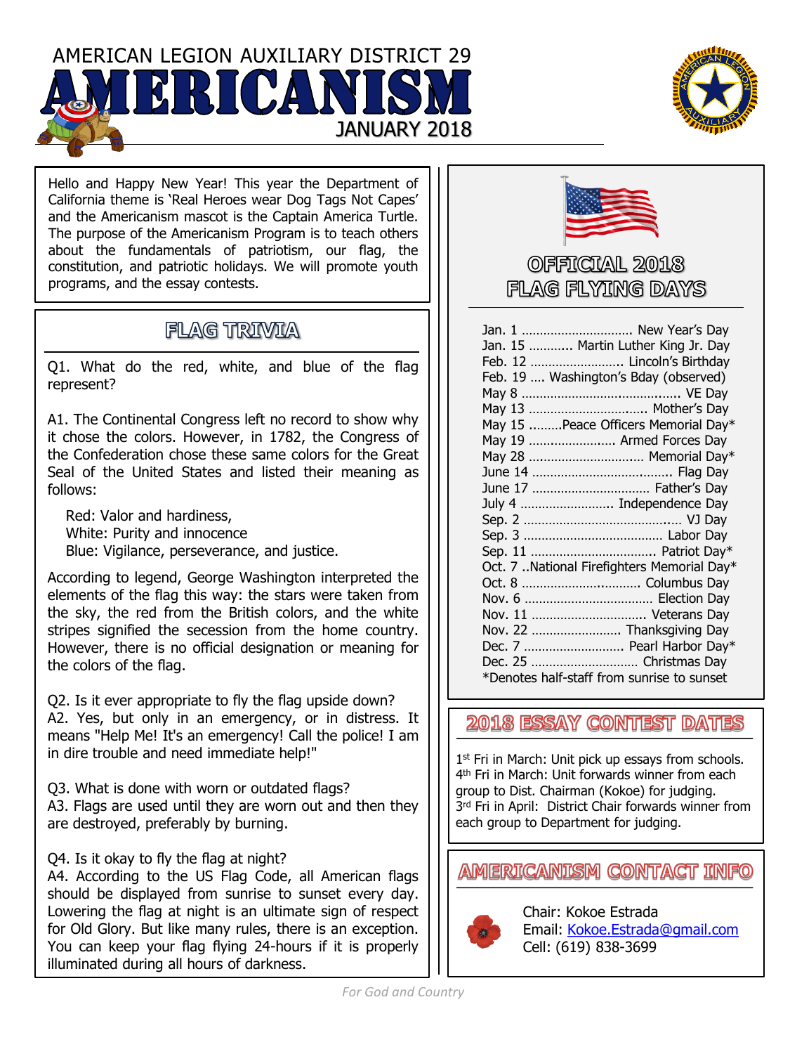# AMERICAN LEGION AUXILIARY DISTRICT 29

# AMERICANISM

## JANUARY 2018

Hello and Happy New Year! This year the Department of California theme is 'Real Heroes wear Dog Tags Not Capes' and the Americanism mascot is the Captain America Turtle. The purpose of the Americanism Program is to teach others about the fundamentals of patriotism, our flag, the constitution, and patriotic holidays. We will promote youth programs, and the essay contests.

## FLAG TRIVIA

Q1. What do the red, white, and blue of the flag represent?

A1. The Continental Congress left no record to show why it chose the colors. However, in 1782, the Congress of the Confederation chose these same colors for the Great Seal of the United States and listed their meaning as follows:

Red: Valor and hardiness,
White: Purity and innocence
Blue: Vigilance, perseverance, and justice.

According to legend, George Washington interpreted the elements of the flag this way: the stars were taken from the sky, the red from the British colors, and the white stripes signified the secession from the home country. However, there is no official designation or meaning for the colors of the flag.

Q2. Is it ever appropriate to fly the flag upside down?
A2. Yes, but only in an emergency, or in distress. It means "Help Me! It's an emergency! Call the police! I am in dire trouble and need immediate help!"

Q3. What is done with worn or outdated flags?
A3. Flags are used until they are worn out and then they are destroyed, preferably by burning.

Q4. Is it okay to fly the flag at night?
A4. According to the US Flag Code, all American flags should be displayed from sunrise to sunset every day. Lowering the flag at night is an ultimate sign of respect for Old Glory. But like many rules, there is an exception. You can keep your flag flying 24-hours if it is properly illuminated during all hours of darkness.

## OFFICIAL 2018 FLAG FLYING DAYS

Jan. 1 .............................. New Year's Day
Jan. 15 ........... Martin Luther King Jr. Day
Feb. 12 ......................... Lincoln's Birthday
Feb. 19 .... Washington's Bday (observed)
May 8 .......................................... VE Day
May 13 ............................... Mother's Day
May 15 .........Peace Officers Memorial Day*
May 19 ....................... Armed Forces Day
May 28 ............................... Memorial Day*
June 14 ...................................... Flag Day
June 17 ................................ Father's Day
July 4 ......................... Independence Day
Sep. 2 .......................................... VJ Day
Sep. 3 ...................................... Labor Day
Sep. 11 .................................. Patriot Day*
Oct. 7 ..National Firefighters Memorial Day*
Oct. 8 ................................ Columbus Day
Nov. 6 ................................... Election Day
Nov. 11 ............................... Veterans Day
Nov. 22 ........................ Thanksgiving Day
Dec. 7 ........................... Pearl Harbor Day*
Dec. 25 ............................. Christmas Day
*Denotes half-staff from sunrise to sunset

## 2018 ESSAY CONTEST DATES

1st Fri in March: Unit pick up essays from schools.
4th Fri in March: Unit forwards winner from each group to Dist. Chairman (Kokoe) for judging.
3rd Fri in April: District Chair forwards winner from each group to Department for judging.

## AMERICANISM CONTACT INFO

Chair: Kokoe Estrada
Email: Kokoe.Estrada@gmail.com
Cell: (619) 838-3699

*For God and Country*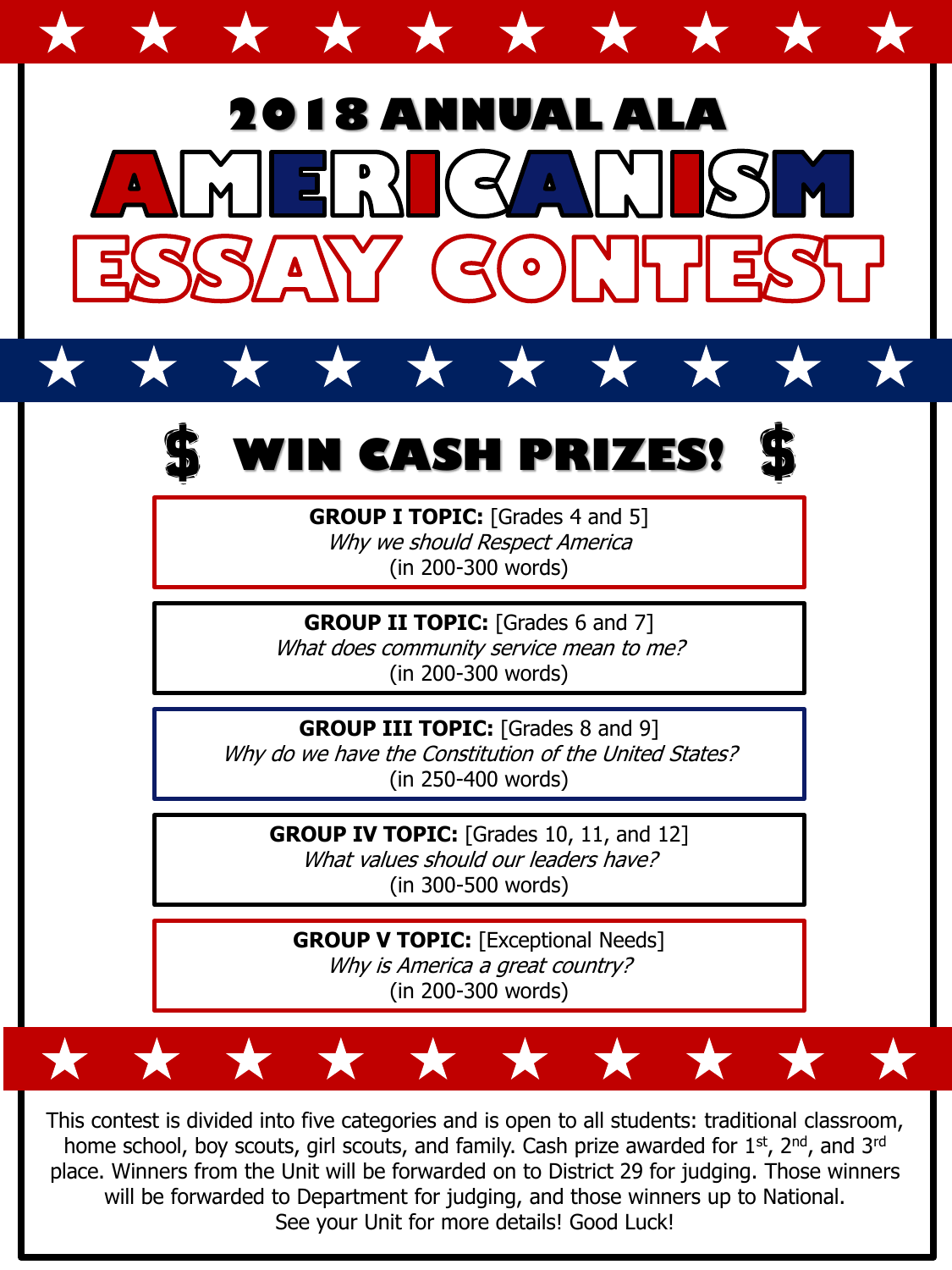# 2018 ANNUAL ALA

# AMERICANISM

# ESSAY CONTEST

## $ WIN CASH PRIZES! $

**GROUP I TOPIC:** [Grades 4 and 5]
*Why we should Respect America*
(in 200-300 words)

**GROUP II TOPIC:** [Grades 6 and 7]
*What does community service mean to me?*
(in 200-300 words)

**GROUP III TOPIC:** [Grades 8 and 9]
*Why do we have the Constitution of the United States?*
(in 250-400 words)

**GROUP IV TOPIC:** [Grades 10, 11, and 12]
*What values should our leaders have?*
(in 300-500 words)

**GROUP V TOPIC:** [Exceptional Needs]
*Why is America a great country?*
(in 200-300 words)

This contest is divided into five categories and is open to all students: traditional classroom, home school, boy scouts, girl scouts, and family. Cash prize awarded for 1st, 2nd, and 3rd place. Winners from the Unit will be forwarded on to District 29 for judging. Those winners will be forwarded to Department for judging, and those winners up to National. See your Unit for more details! Good Luck!